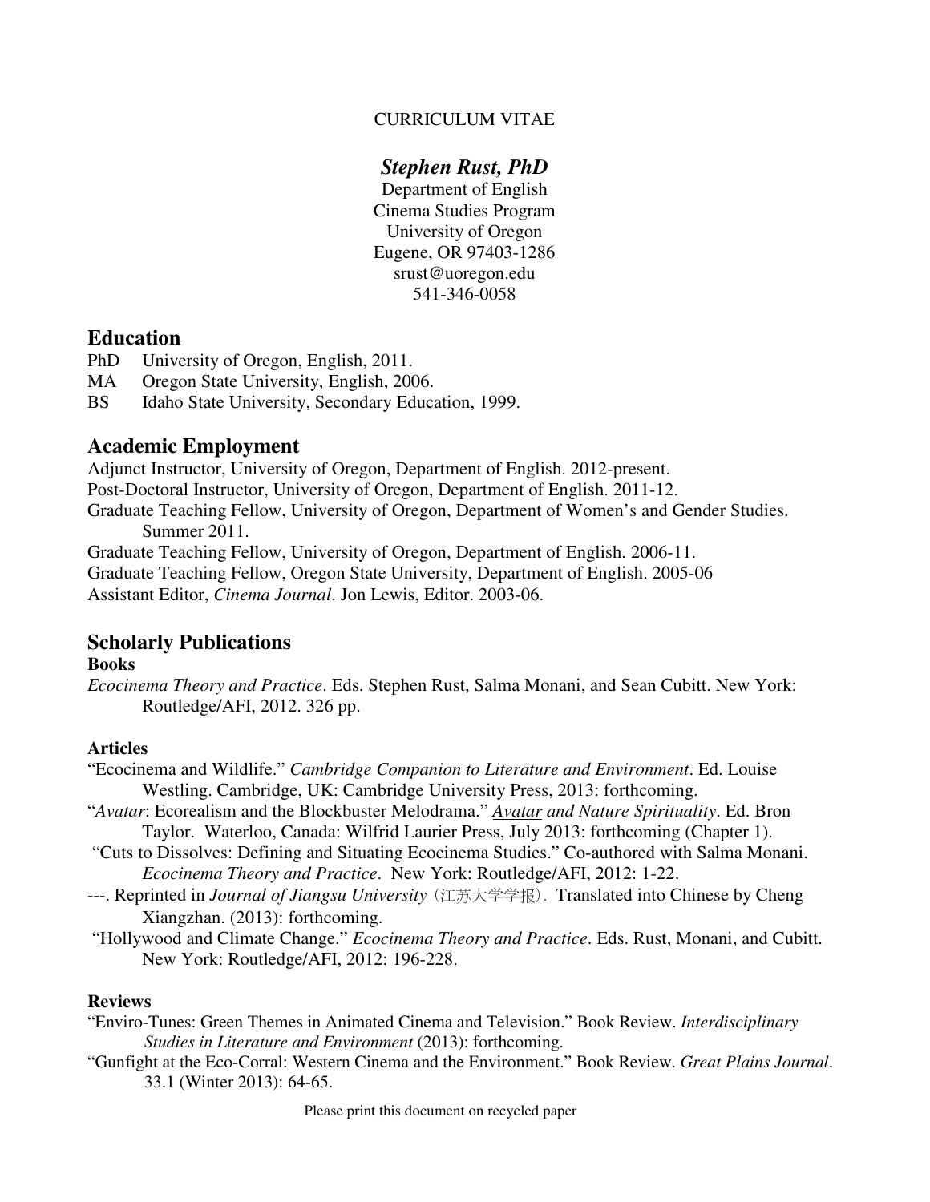CURRICULUM VITAE

# *Stephen Rust, PhD*

Department of English
Cinema Studies Program
University of Oregon
Eugene, OR 97403-1286
srust@uoregon.edu
541-346-0058

## Education

PhD University of Oregon, English, 2011.
MA Oregon State University, English, 2006.
BS Idaho State University, Secondary Education, 1999.

## Academic Employment

Adjunct Instructor, University of Oregon, Department of English. 2012-present.
Post-Doctoral Instructor, University of Oregon, Department of English. 2011-12.
Graduate Teaching Fellow, University of Oregon, Department of Women's and Gender Studies. Summer 2011.
Graduate Teaching Fellow, University of Oregon, Department of English. 2006-11.
Graduate Teaching Fellow, Oregon State University, Department of English. 2005-06
Assistant Editor, *Cinema Journal*. Jon Lewis, Editor. 2003-06.

## Scholarly Publications

### Books

*Ecocinema Theory and Practice*. Eds. Stephen Rust, Salma Monani, and Sean Cubitt. New York: Routledge/AFI, 2012. 326 pp.

### Articles

"Ecocinema and Wildlife." *Cambridge Companion to Literature and Environment*. Ed. Louise Westling. Cambridge, UK: Cambridge University Press, 2013: forthcoming.

"*Avatar*: Ecorealism and the Blockbuster Melodrama." *Avatar and Nature Spirituality*. Ed. Bron Taylor. Waterloo, Canada: Wilfrid Laurier Press, July 2013: forthcoming (Chapter 1).

"Cuts to Dissolves: Defining and Situating Ecocinema Studies." Co-authored with Salma Monani. *Ecocinema Theory and Practice*. New York: Routledge/AFI, 2012: 1-22.

---. Reprinted in *Journal of Jiangsu University*（江苏大学学报）. Translated into Chinese by Cheng Xiangzhan. (2013): forthcoming.

"Hollywood and Climate Change." *Ecocinema Theory and Practice*. Eds. Rust, Monani, and Cubitt. New York: Routledge/AFI, 2012: 196-228.

### Reviews

"Enviro-Tunes: Green Themes in Animated Cinema and Television." Book Review. *Interdisciplinary Studies in Literature and Environment* (2013): forthcoming.

"Gunfight at the Eco-Corral: Western Cinema and the Environment." Book Review. *Great Plains Journal*. 33.1 (Winter 2013): 64-65.

Please print this document on recycled paper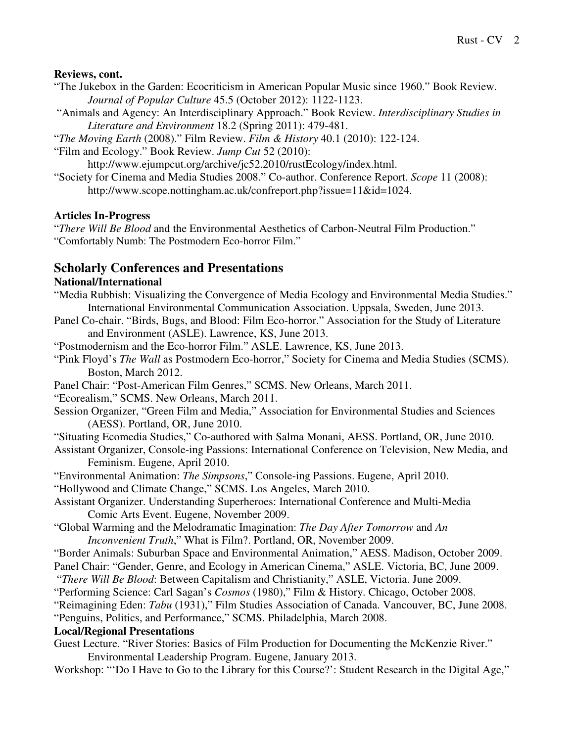**Reviews, cont.**

"The Jukebox in the Garden: Ecocriticism in American Popular Music since 1960." Book Review. *Journal of Popular Culture* 45.5 (October 2012): 1122-1123.

"Animals and Agency: An Interdisciplinary Approach." Book Review. *Interdisciplinary Studies in Literature and Environment* 18.2 (Spring 2011): 479-481.

"*The Moving Earth* (2008)." Film Review. *Film & History* 40.1 (2010): 122-124.

"Film and Ecology." Book Review. *Jump Cut* 52 (2010): http://www.ejumpcut.org/archive/jc52.2010/rustEcology/index.html.

"Society for Cinema and Media Studies 2008." Co-author. Conference Report. *Scope* 11 (2008): http://www.scope.nottingham.ac.uk/confreport.php?issue=11&id=1024.

**Articles In-Progress**

"*There Will Be Blood* and the Environmental Aesthetics of Carbon-Neutral Film Production."

"Comfortably Numb: The Postmodern Eco-horror Film."

## Scholarly Conferences and Presentations

**National/International**

"Media Rubbish: Visualizing the Convergence of Media Ecology and Environmental Media Studies." International Environmental Communication Association. Uppsala, Sweden, June 2013.

Panel Co-chair. "Birds, Bugs, and Blood: Film Eco-horror." Association for the Study of Literature and Environment (ASLE). Lawrence, KS, June 2013.

"Postmodernism and the Eco-horror Film." ASLE. Lawrence, KS, June 2013.

"Pink Floyd's *The Wall* as Postmodern Eco-horror," Society for Cinema and Media Studies (SCMS). Boston, March 2012.

Panel Chair: "Post-American Film Genres," SCMS. New Orleans, March 2011.

"Ecorealism," SCMS. New Orleans, March 2011.

Session Organizer, "Green Film and Media," Association for Environmental Studies and Sciences (AESS). Portland, OR, June 2010.

"Situating Ecomedia Studies," Co-authored with Salma Monani, AESS. Portland, OR, June 2010.

Assistant Organizer, Console-ing Passions: International Conference on Television, New Media, and Feminism. Eugene, April 2010.

"Environmental Animation: *The Simpsons*," Console-ing Passions. Eugene, April 2010.

"Hollywood and Climate Change," SCMS. Los Angeles, March 2010.

Assistant Organizer. Understanding Superheroes: International Conference and Multi-Media Comic Arts Event. Eugene, November 2009.

"Global Warming and the Melodramatic Imagination: *The Day After Tomorrow* and *An Inconvenient Truth*," What is Film?. Portland, OR, November 2009.

"Border Animals: Suburban Space and Environmental Animation," AESS. Madison, October 2009.

Panel Chair: "Gender, Genre, and Ecology in American Cinema," ASLE. Victoria, BC, June 2009.

"*There Will Be Blood*: Between Capitalism and Christianity," ASLE, Victoria. June 2009.

"Performing Science: Carl Sagan's *Cosmos* (1980)," Film & History. Chicago, October 2008.

"Reimagining Eden: *Tabu* (1931)," Film Studies Association of Canada. Vancouver, BC, June 2008.

"Penguins, Politics, and Performance," SCMS. Philadelphia, March 2008.

**Local/Regional Presentations**

Guest Lecture. "River Stories: Basics of Film Production for Documenting the McKenzie River." Environmental Leadership Program. Eugene, January 2013.

Workshop: "'Do I Have to Go to the Library for this Course?': Student Research in the Digital Age,"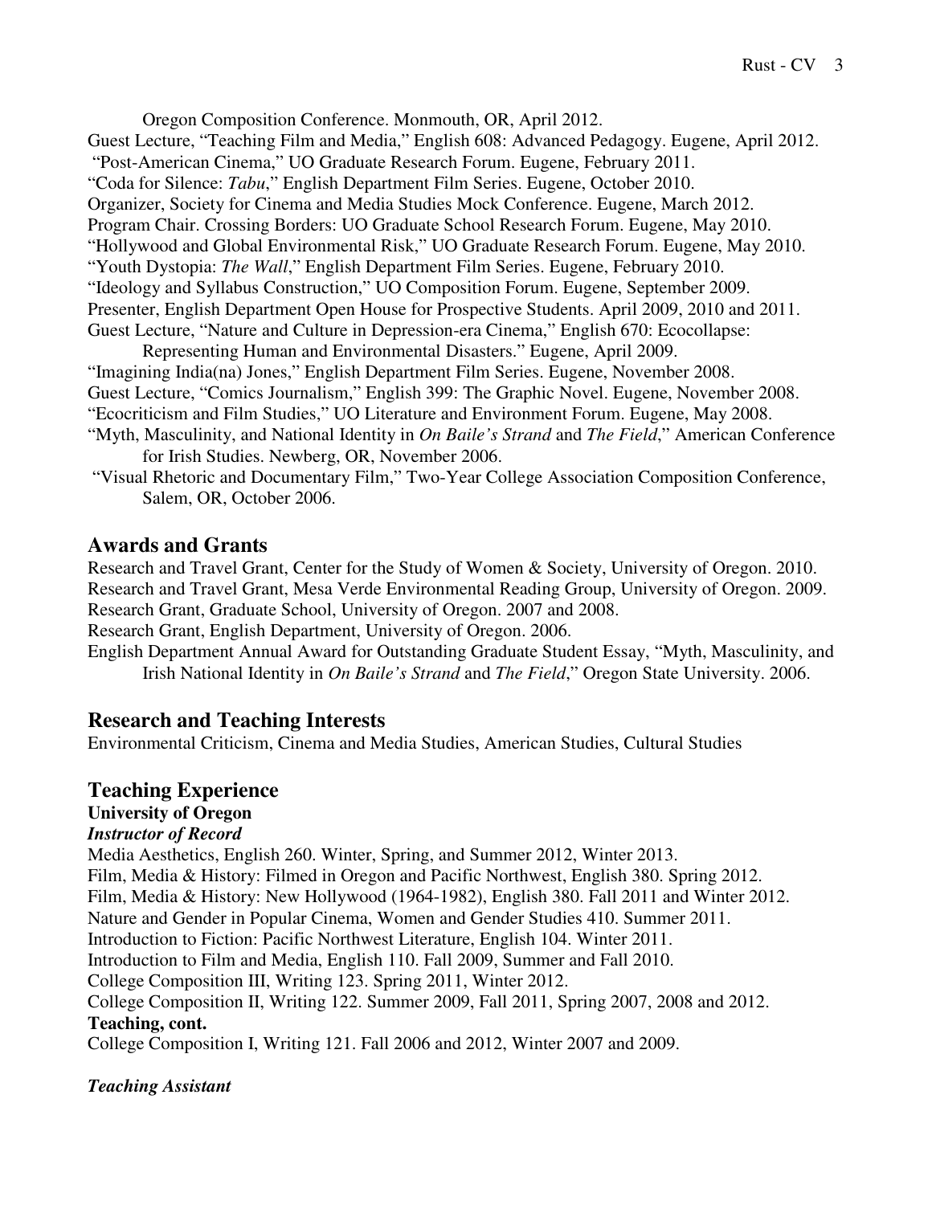Oregon Composition Conference. Monmouth, OR, April 2012.

Guest Lecture, "Teaching Film and Media," English 608: Advanced Pedagogy. Eugene, April 2012.

"Post-American Cinema," UO Graduate Research Forum. Eugene, February 2011.

"Coda for Silence: *Tabu*," English Department Film Series. Eugene, October 2010.

Organizer, Society for Cinema and Media Studies Mock Conference. Eugene, March 2012.

Program Chair. Crossing Borders: UO Graduate School Research Forum. Eugene, May 2010.

"Hollywood and Global Environmental Risk," UO Graduate Research Forum. Eugene, May 2010.

"Youth Dystopia: *The Wall*," English Department Film Series. Eugene, February 2010.

"Ideology and Syllabus Construction," UO Composition Forum. Eugene, September 2009.

Presenter, English Department Open House for Prospective Students. April 2009, 2010 and 2011.

Guest Lecture, "Nature and Culture in Depression-era Cinema," English 670: Ecocollapse: Representing Human and Environmental Disasters." Eugene, April 2009.

"Imagining India(na) Jones," English Department Film Series. Eugene, November 2008.

Guest Lecture, "Comics Journalism," English 399: The Graphic Novel. Eugene, November 2008.

"Ecocriticism and Film Studies," UO Literature and Environment Forum. Eugene, May 2008.

"Myth, Masculinity, and National Identity in *On Baile's Strand* and *The Field*," American Conference for Irish Studies. Newberg, OR, November 2006.

"Visual Rhetoric and Documentary Film," Two-Year College Association Composition Conference, Salem, OR, October 2006.

## Awards and Grants

Research and Travel Grant, Center for the Study of Women & Society, University of Oregon. 2010.

Research and Travel Grant, Mesa Verde Environmental Reading Group, University of Oregon. 2009.

Research Grant, Graduate School, University of Oregon. 2007 and 2008.

Research Grant, English Department, University of Oregon. 2006.

English Department Annual Award for Outstanding Graduate Student Essay, "Myth, Masculinity, and Irish National Identity in *On Baile's Strand* and *The Field*," Oregon State University. 2006.

## Research and Teaching Interests

Environmental Criticism, Cinema and Media Studies, American Studies, Cultural Studies

## Teaching Experience

**University of Oregon**

***Instructor of Record***

Media Aesthetics, English 260. Winter, Spring, and Summer 2012, Winter 2013.

Film, Media & History: Filmed in Oregon and Pacific Northwest, English 380. Spring 2012.

Film, Media & History: New Hollywood (1964-1982), English 380. Fall 2011 and Winter 2012.

Nature and Gender in Popular Cinema, Women and Gender Studies 410. Summer 2011.

Introduction to Fiction: Pacific Northwest Literature, English 104. Winter 2011.

Introduction to Film and Media, English 110. Fall 2009, Summer and Fall 2010.

College Composition III, Writing 123. Spring 2011, Winter 2012.

College Composition II, Writing 122. Summer 2009, Fall 2011, Spring 2007, 2008 and 2012.

**Teaching, cont.**

College Composition I, Writing 121. Fall 2006 and 2012, Winter 2007 and 2009.

***Teaching Assistant***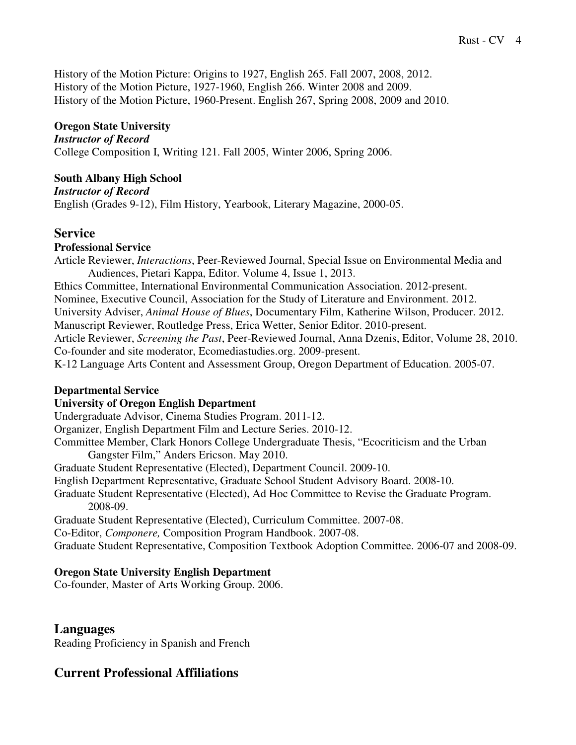History of the Motion Picture: Origins to 1927, English 265. Fall 2007, 2008, 2012.
History of the Motion Picture, 1927-1960, English 266. Winter 2008 and 2009.
History of the Motion Picture, 1960-Present. English 267, Spring 2008, 2009 and 2010.

**Oregon State University**
***Instructor of Record***
College Composition I, Writing 121. Fall 2005, Winter 2006, Spring 2006.

**South Albany High School**
***Instructor of Record***
English (Grades 9-12), Film History, Yearbook, Literary Magazine, 2000-05.

## Service

**Professional Service**

Article Reviewer, *Interactions*, Peer-Reviewed Journal, Special Issue on Environmental Media and Audiences, Pietari Kappa, Editor. Volume 4, Issue 1, 2013.
Ethics Committee, International Environmental Communication Association. 2012-present.
Nominee, Executive Council, Association for the Study of Literature and Environment. 2012.
University Adviser, *Animal House of Blues*, Documentary Film, Katherine Wilson, Producer. 2012.
Manuscript Reviewer, Routledge Press, Erica Wetter, Senior Editor. 2010-present.
Article Reviewer, *Screening the Past*, Peer-Reviewed Journal, Anna Dzenis, Editor, Volume 28, 2010.
Co-founder and site moderator, Ecomediastudies.org. 2009-present.
K-12 Language Arts Content and Assessment Group, Oregon Department of Education. 2005-07.

**Departmental Service**

**University of Oregon English Department**

Undergraduate Advisor, Cinema Studies Program. 2011-12.
Organizer, English Department Film and Lecture Series. 2010-12.
Committee Member, Clark Honors College Undergraduate Thesis, "Ecocriticism and the Urban Gangster Film," Anders Ericson. May 2010.
Graduate Student Representative (Elected), Department Council. 2009-10.
English Department Representative, Graduate School Student Advisory Board. 2008-10.
Graduate Student Representative (Elected), Ad Hoc Committee to Revise the Graduate Program. 2008-09.
Graduate Student Representative (Elected), Curriculum Committee. 2007-08.
Co-Editor, *Componere,* Composition Program Handbook. 2007-08.
Graduate Student Representative, Composition Textbook Adoption Committee. 2006-07 and 2008-09.

**Oregon State University English Department**

Co-founder, Master of Arts Working Group. 2006.

## Languages

Reading Proficiency in Spanish and French

## Current Professional Affiliations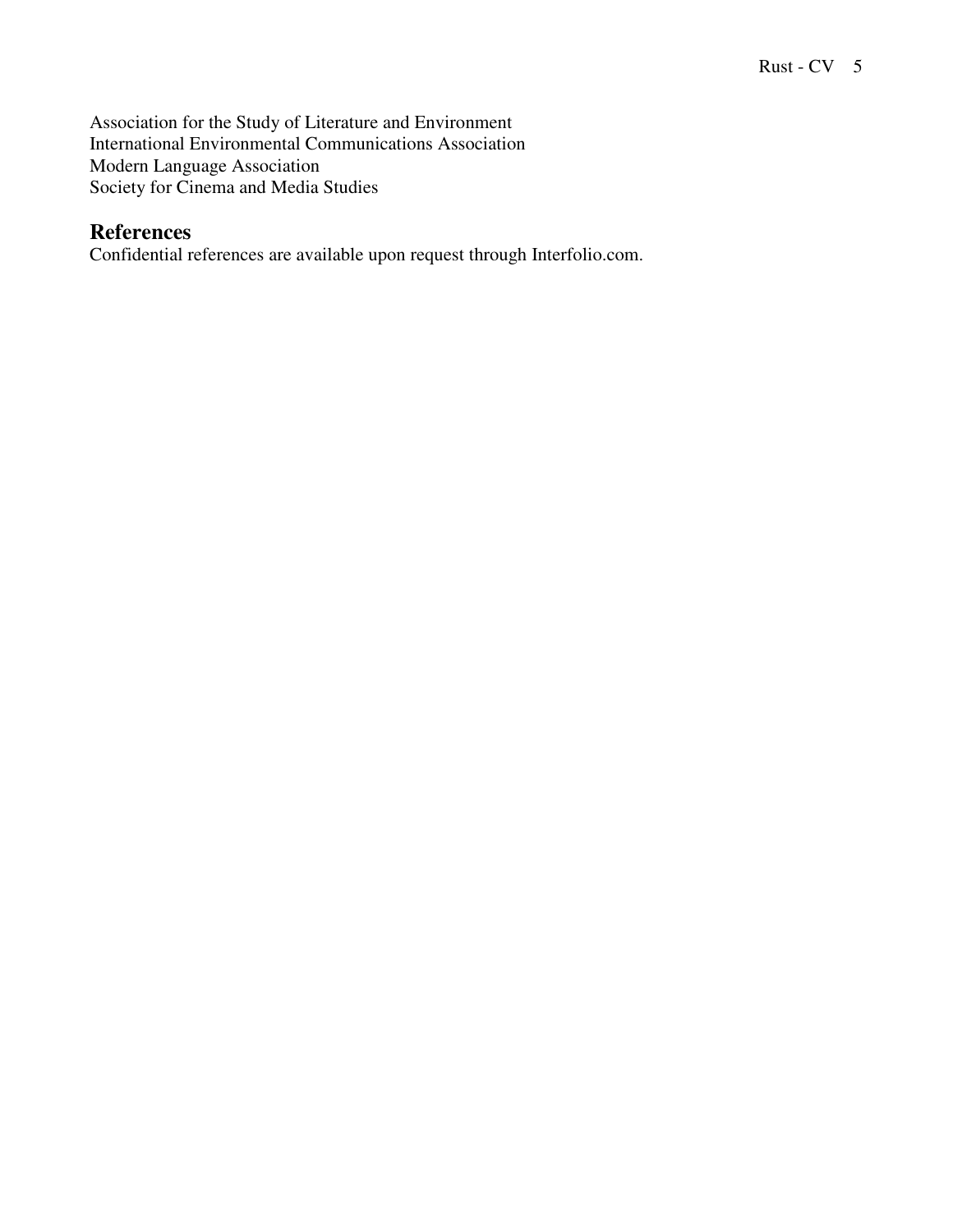Association for the Study of Literature and Environment
International Environmental Communications Association
Modern Language Association
Society for Cinema and Media Studies

## References

Confidential references are available upon request through Interfolio.com.